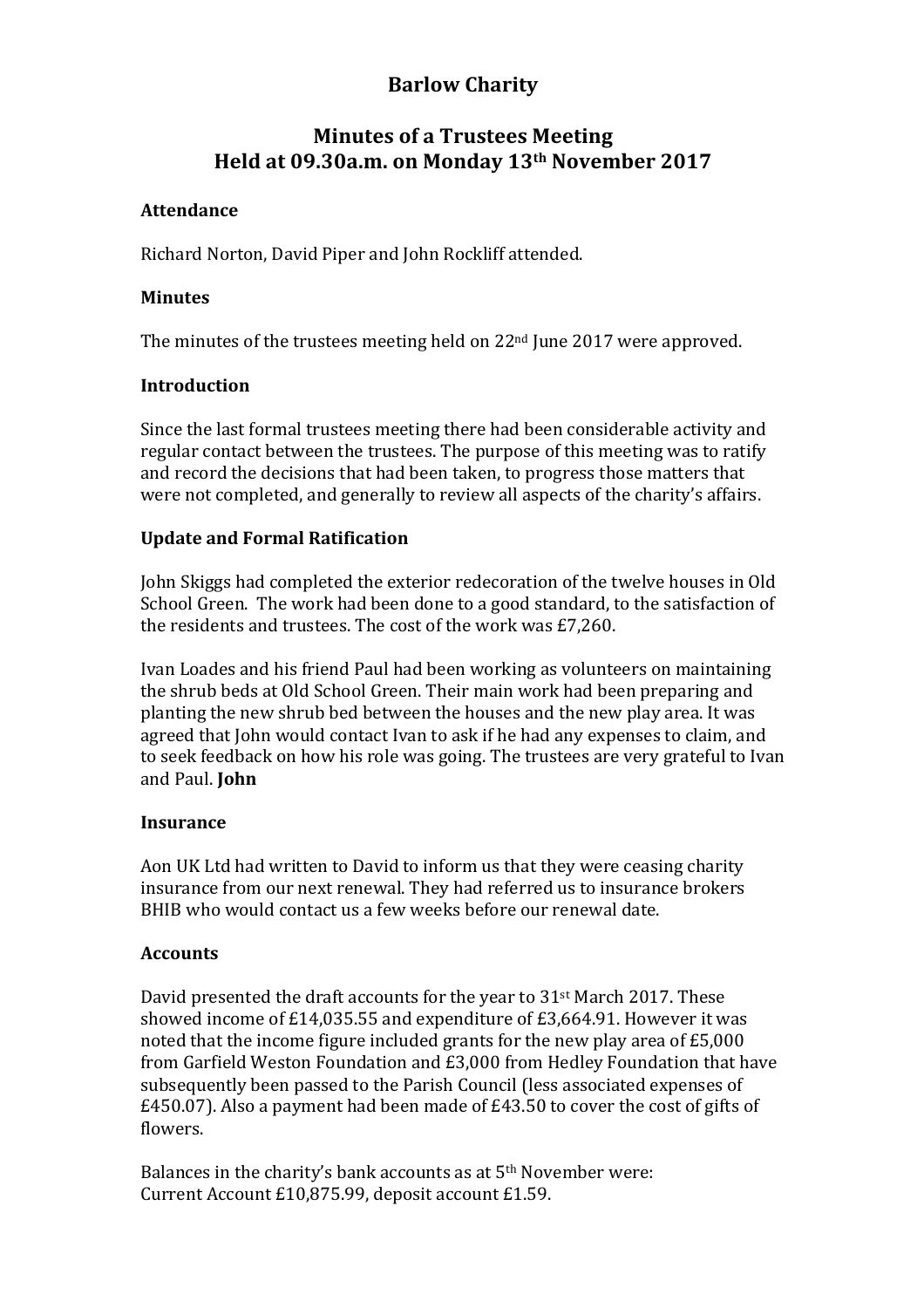# Barlow Charity

## Minutes of a Trustees Meeting
## Held at 09.30a.m. on Monday 13th November 2017

### Attendance

Richard Norton, David Piper and John Rockliff attended.

### Minutes

The minutes of the trustees meeting held on 22nd June 2017 were approved.

### Introduction

Since the last formal trustees meeting there had been considerable activity and regular contact between the trustees. The purpose of this meeting was to ratify and record the decisions that had been taken, to progress those matters that were not completed, and generally to review all aspects of the charity's affairs.

### Update and Formal Ratification

John Skiggs had completed the exterior redecoration of the twelve houses in Old School Green. The work had been done to a good standard, to the satisfaction of the residents and trustees. The cost of the work was £7,260.

Ivan Loades and his friend Paul had been working as volunteers on maintaining the shrub beds at Old School Green. Their main work had been preparing and planting the new shrub bed between the houses and the new play area. It was agreed that John would contact Ivan to ask if he had any expenses to claim, and to seek feedback on how his role was going. The trustees are very grateful to Ivan and Paul. **John**

### Insurance

Aon UK Ltd had written to David to inform us that they were ceasing charity insurance from our next renewal. They had referred us to insurance brokers BHIB who would contact us a few weeks before our renewal date.

### Accounts

David presented the draft accounts for the year to 31st March 2017. These showed income of £14,035.55 and expenditure of £3,664.91. However it was noted that the income figure included grants for the new play area of £5,000 from Garfield Weston Foundation and £3,000 from Hedley Foundation that have subsequently been passed to the Parish Council (less associated expenses of £450.07). Also a payment had been made of £43.50 to cover the cost of gifts of flowers.

Balances in the charity's bank accounts as at 5th November were:
Current Account £10,875.99, deposit account £1.59.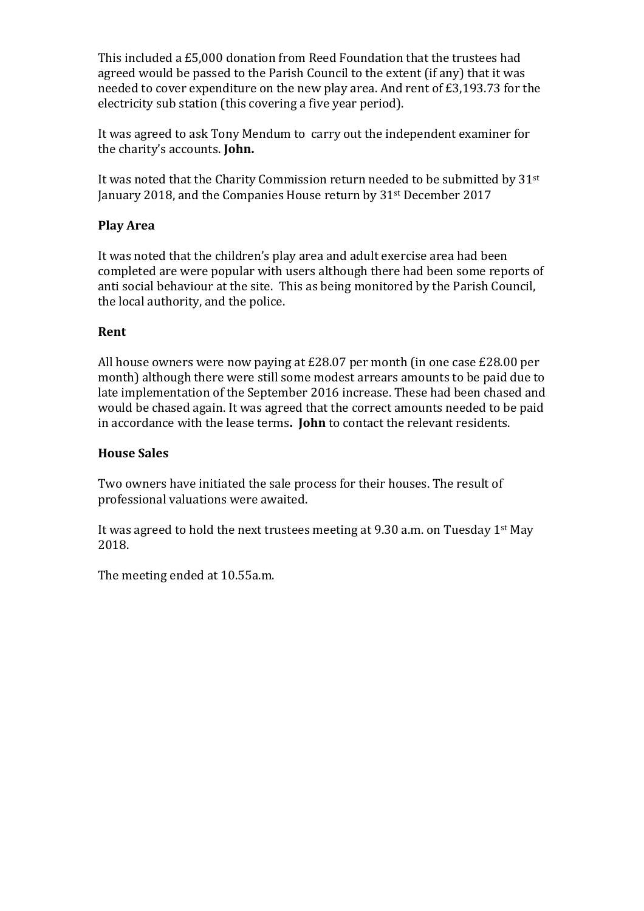This included a £5,000 donation from Reed Foundation that the trustees had agreed would be passed to the Parish Council to the extent (if any) that it was needed to cover expenditure on the new play area. And rent of £3,193.73 for the electricity sub station (this covering a five year period).

It was agreed to ask Tony Mendum to carry out the independent examiner for the charity's accounts. **John.**

It was noted that the Charity Commission return needed to be submitted by 31st January 2018, and the Companies House return by 31st December 2017

### Play Area

It was noted that the children's play area and adult exercise area had been completed are were popular with users although there had been some reports of anti social behaviour at the site. This as being monitored by the Parish Council, the local authority, and the police.

### Rent

All house owners were now paying at £28.07 per month (in one case £28.00 per month) although there were still some modest arrears amounts to be paid due to late implementation of the September 2016 increase. These had been chased and would be chased again. It was agreed that the correct amounts needed to be paid in accordance with the lease terms**. John** to contact the relevant residents.

### House Sales

Two owners have initiated the sale process for their houses. The result of professional valuations were awaited.

It was agreed to hold the next trustees meeting at 9.30 a.m. on Tuesday 1st May 2018.

The meeting ended at 10.55a.m.